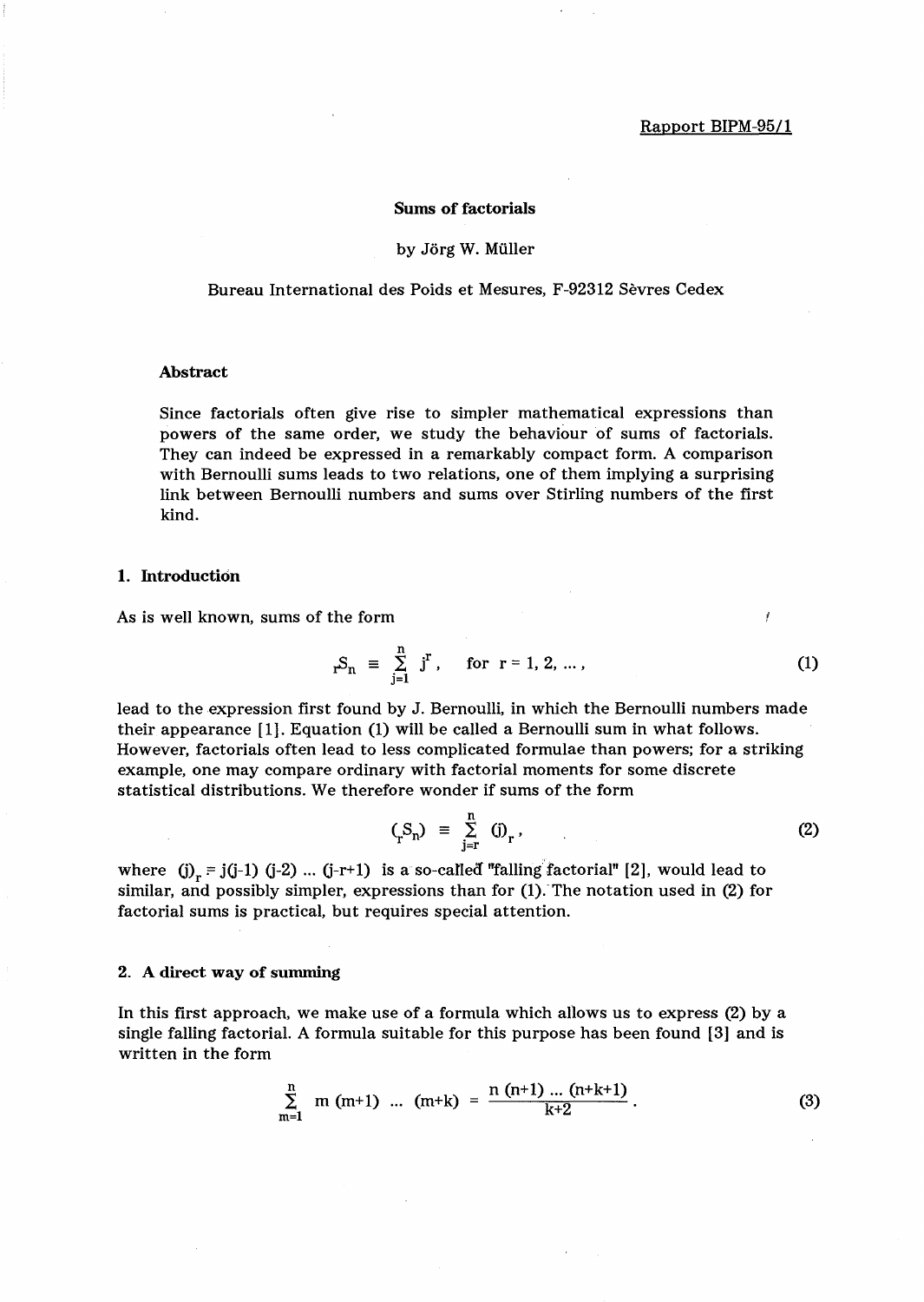Rapport BIPM-95/1

# Sums of factorials

by Jörg W. Müller

Bureau International des Poids et Mesures, F-92312 Sèvres Cedex

### Abstract

Since factorials often give rise to simpler mathematical expressions than powers of the same order, we study the behaviour of sums of factorials. They can indeed be expressed in a remarkably compact form. A comparison with Bernoulli sums leads to two relations, one of them implying a surprising link between Bernoulli numbers and sums over Stirling numbers of the first kind.

## 1. Introduction

As is well known, sums of the form

$$ {}_rS_n \equiv \sum_{j=1}^{n} j^r , \quad \text{for } r = 1, 2, \ldots , \tag{1}$$

lead to the expression first found by J. Bernoulli, in which the Bernoulli numbers made their appearance [1]. Equation (1) will be called a Bernoulli sum in what follows. However, factorials often lead to less complicated formulae than powers; for a striking example, one may compare ordinary with factorial moments for some discrete statistical distributions. We therefore wonder if sums of the form

$$ ({}_rS_n) \equiv \sum_{j=r}^{n} (j)_r , \tag{2}$$

where $(j)_r = j(j-1)(j-2) \ldots (j-r+1)$ is a so-called "falling factorial" [2], would lead to similar, and possibly simpler, expressions than for (1). The notation used in (2) for factorial sums is practical, but requires special attention.

## 2. A direct way of summing

In this first approach, we make use of a formula which allows us to express (2) by a single falling factorial. A formula suitable for this purpose has been found [3] and is written in the form

$$ \sum_{m=1}^{n} m\,(m+1) \ldots (m+k) = \frac{n\,(n+1) \ldots (n+k+1)}{k+2} . \tag{3}$$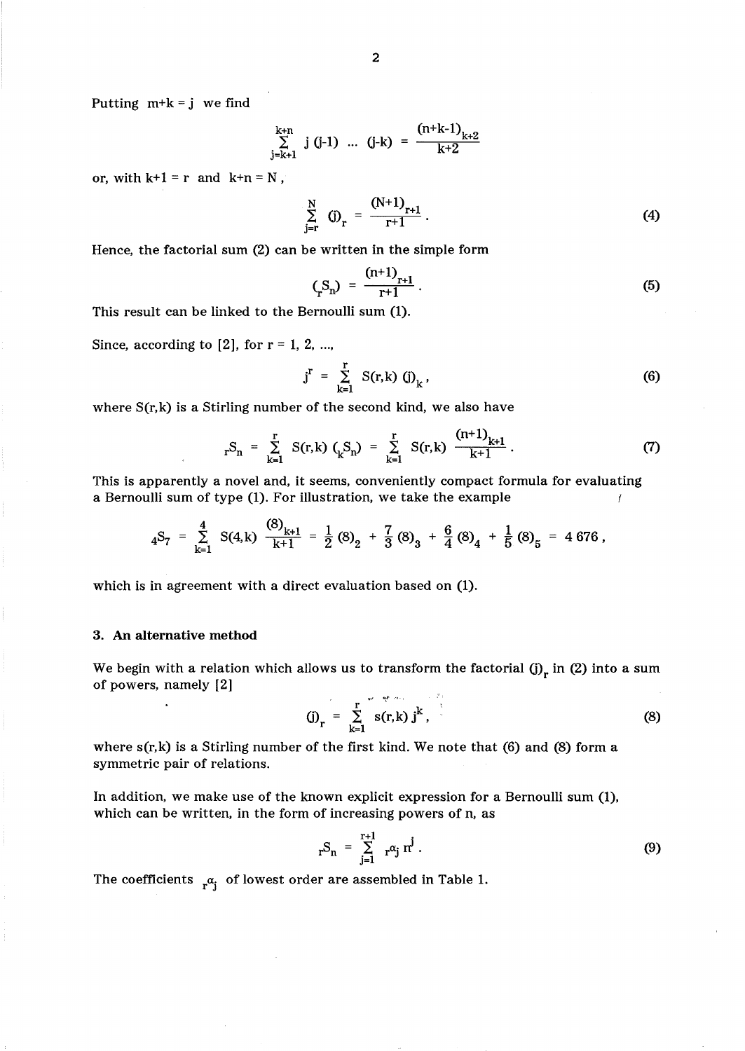Putting $m+k = j$ we find

$$\sum_{j=k+1}^{k+n} j\,(j-1)\,\ldots\,(j-k) = \frac{(n+k-1)_{k+2}}{k+2}$$

or, with $k+1 = r$ and $k+n = N$,

$$\sum_{j=r}^{N} (j)_r = \frac{(N+1)_{r+1}}{r+1} . \tag{4}$$

Hence, the factorial sum (2) can be written in the simple form

$$({}_rS_n) = \frac{(n+1)_{r+1}}{r+1} . \tag{5}$$

This result can be linked to the Bernoulli sum (1).

Since, according to [2], for $r = 1, 2, \ldots$,

$$j^r = \sum_{k=1}^{r} S(r,k)\,(j)_k , \tag{6}$$

where $S(r,k)$ is a Stirling number of the second kind, we also have

$${}_rS_n = \sum_{k=1}^{r} S(r,k)\,({}_kS_n) = \sum_{k=1}^{r} S(r,k)\,\frac{(n+1)_{k+1}}{k+1} . \tag{7}$$

This is apparently a novel and, it seems, conveniently compact formula for evaluating a Bernoulli sum of type (1). For illustration, we take the example

$${}_4S_7 = \sum_{k=1}^{4} S(4,k)\,\frac{(8)_{k+1}}{k+1} = \frac{1}{2}(8)_2 + \frac{7}{3}(8)_3 + \frac{6}{4}(8)_4 + \frac{1}{5}(8)_5 = 4\,676 ,$$

which is in agreement with a direct evaluation based on (1).

### 3. An alternative method

We begin with a relation which allows us to transform the factorial $(j)_r$ in (2) into a sum of powers, namely [2]

$$(j)_r = \sum_{k=1}^{r} s(r,k)\,j^k , \tag{8}$$

where $s(r,k)$ is a Stirling number of the first kind. We note that (6) and (8) form a symmetric pair of relations.

In addition, we make use of the known explicit expression for a Bernoulli sum (1), which can be written, in the form of increasing powers of n, as

$${}_rS_n = \sum_{j=1}^{r+1} {}_r\alpha_j\, n^j . \tag{9}$$

The coefficients ${}_r\alpha_j$ of lowest order are assembled in Table 1.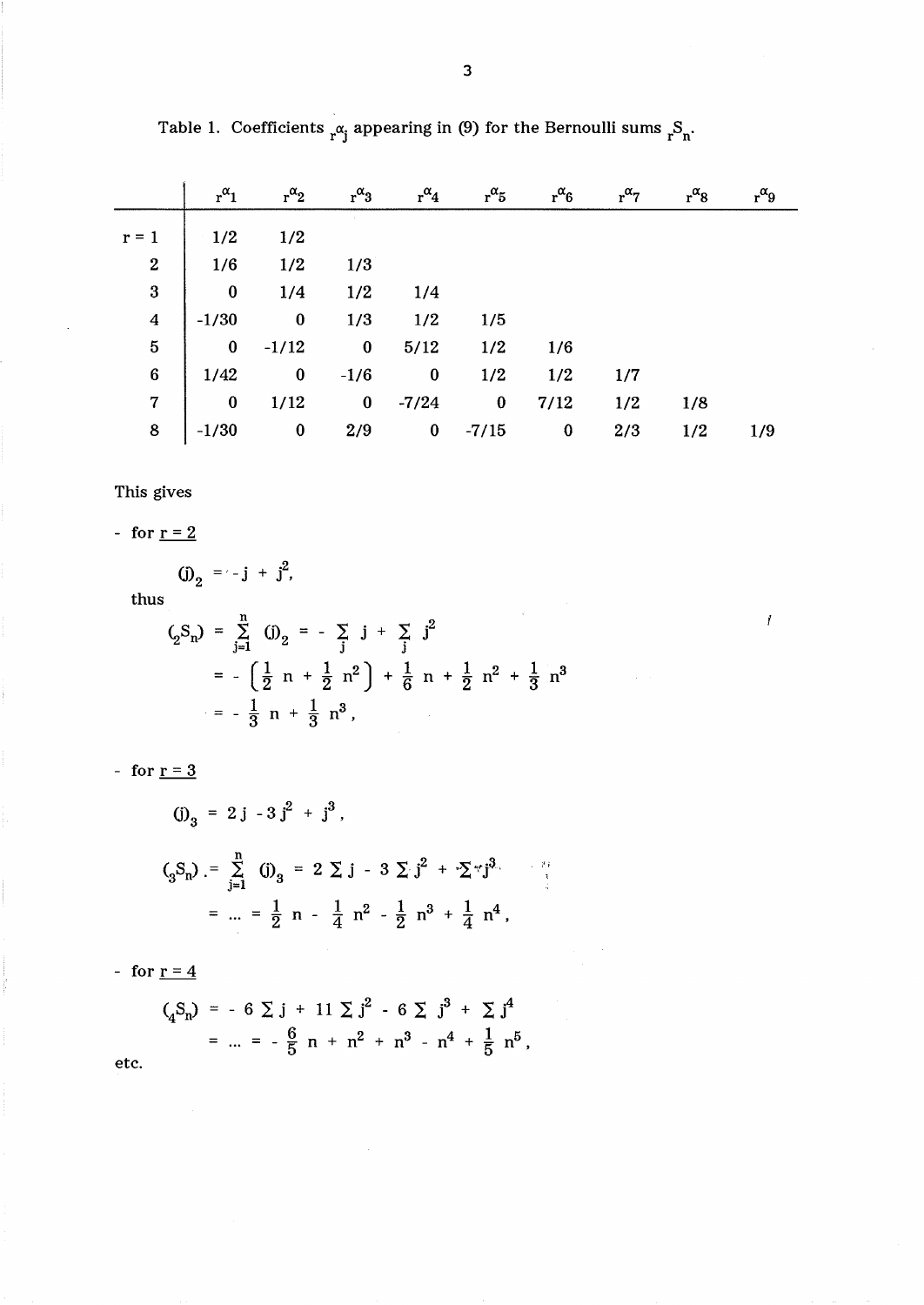Table 1. Coefficients ${}_r\alpha_j$ appearing in (9) for the Bernoulli sums ${}_rS_n$.

| | ${}_r\alpha_1$ | ${}_r\alpha_2$ | ${}_r\alpha_3$ | ${}_r\alpha_4$ | ${}_r\alpha_5$ | ${}_r\alpha_6$ | ${}_r\alpha_7$ | ${}_r\alpha_8$ | ${}_r\alpha_9$ |
|---|---|---|---|---|---|---|---|---|---|
| r = 1 | 1/2 | 1/2 | | | | | | | |
| 2 | 1/6 | 1/2 | 1/3 | | | | | | |
| 3 | 0 | 1/4 | 1/2 | 1/4 | | | | | |
| 4 | -1/30 | 0 | 1/3 | 1/2 | 1/5 | | | | |
| 5 | 0 | -1/12 | 0 | 5/12 | 1/2 | 1/6 | | | |
| 6 | 1/42 | 0 | -1/6 | 0 | 1/2 | 1/2 | 1/7 | | |
| 7 | 0 | 1/12 | 0 | -7/24 | 0 | 7/12 | 1/2 | 1/8 | |
| 8 | -1/30 | 0 | 2/9 | 0 | -7/15 | 0 | 2/3 | 1/2 | 1/9 |

This gives

- for r = 2

$$(j)_2 = -j + j^2,$$

thus

$$\begin{aligned}({}_2S_n) &= \sum_{j=1}^{n} (j)_2 = -\sum_j j + \sum_j j^2 \\ &= -\left(\frac{1}{2}\,n + \frac{1}{2}\,n^2\right) + \frac{1}{6}\,n + \frac{1}{2}\,n^2 + \frac{1}{3}\,n^3 \\ &= -\frac{1}{3}\,n + \frac{1}{3}\,n^3,\end{aligned}$$

- for r = 3

$$(j)_3 = 2j - 3j^2 + j^3,$$

$$\begin{aligned}({}_3S_n) &= \sum_{j=1}^{n} (j)_3 = 2\sum j - 3\sum j^2 + \sum j^3 \\ &= \ldots = \frac{1}{2}\,n - \frac{1}{4}\,n^2 - \frac{1}{2}\,n^3 + \frac{1}{4}\,n^4,\end{aligned}$$

- for r = 4

$$\begin{aligned}({}_4S_n) &= -6\sum j + 11\sum j^2 - 6\sum j^3 + \sum j^4 \\ &= \ldots = -\frac{6}{5}\,n + n^2 + n^3 - n^4 + \frac{1}{5}\,n^5,\end{aligned}$$

etc.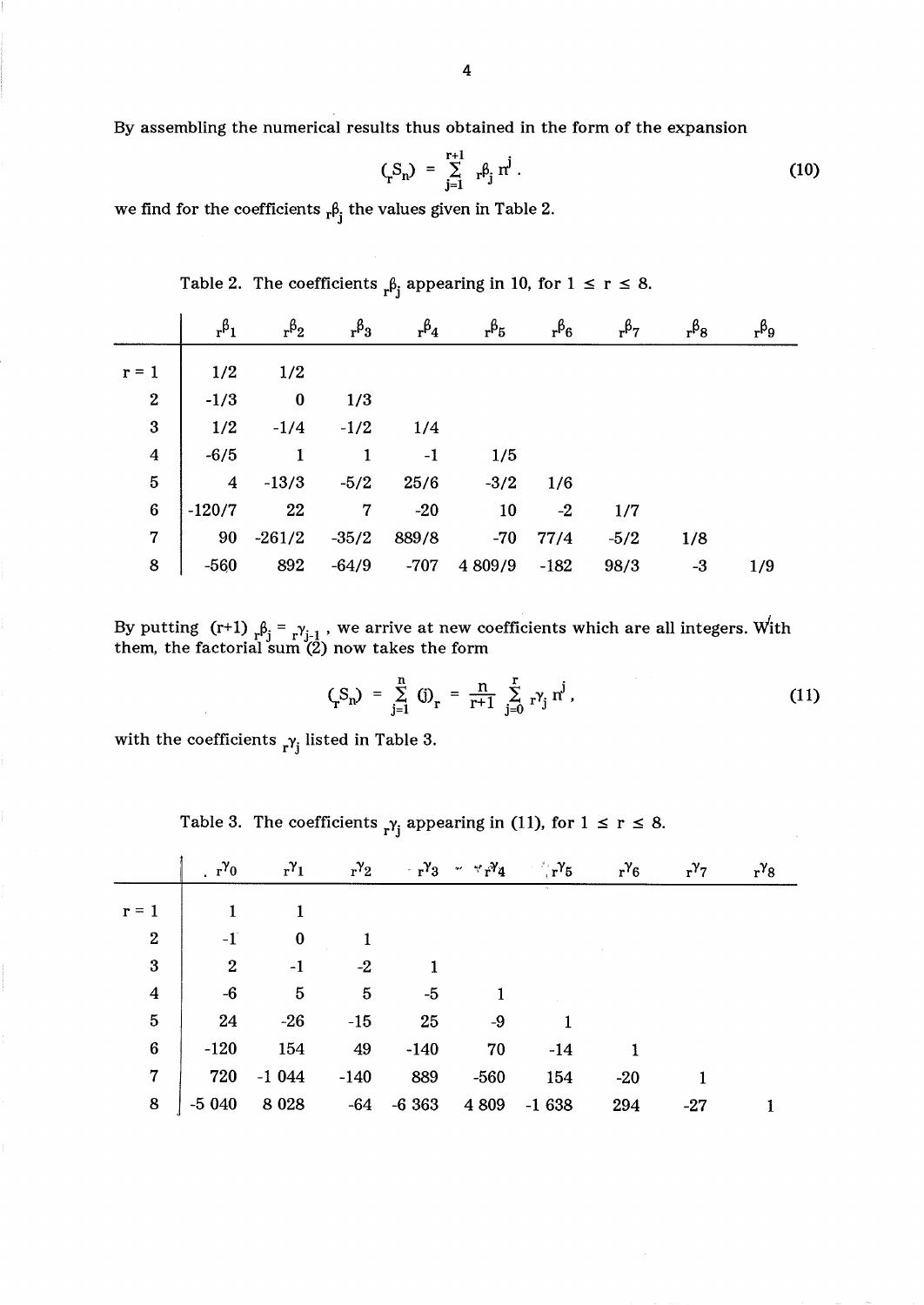By assembling the numerical results thus obtained in the form of the expansion

$$({}_rS_n) = \sum_{j=1}^{r+1} {}_r\beta_j\, n^j . \tag{10}$$

we find for the coefficients ${}_r\beta_j$ the values given in Table 2.

Table 2. The coefficients ${}_r\beta_j$ appearing in 10, for $1 \le r \le 8$.

| | ${}_r\beta_1$ | ${}_r\beta_2$ | ${}_r\beta_3$ | ${}_r\beta_4$ | ${}_r\beta_5$ | ${}_r\beta_6$ | ${}_r\beta_7$ | ${}_r\beta_8$ | ${}_r\beta_9$ |
|---|---|---|---|---|---|---|---|---|---|
| r = 1 | 1/2 | 1/2 | | | | | | | |
| 2 | -1/3 | 0 | 1/3 | | | | | | |
| 3 | 1/2 | -1/4 | -1/2 | 1/4 | | | | | |
| 4 | -6/5 | 1 | 1 | -1 | 1/5 | | | | |
| 5 | 4 | -13/3 | -5/2 | 25/6 | -3/2 | 1/6 | | | |
| 6 | -120/7 | 22 | 7 | -20 | 10 | -2 | 1/7 | | |
| 7 | 90 | -261/2 | -35/2 | 889/8 | -70 | 77/4 | -5/2 | 1/8 | |
| 8 | -560 | 892 | -64/9 | -707 | 4 809/9 | -182 | 98/3 | -3 | 1/9 |

By putting $(r+1)\, {}_r\beta_j = {}_r\gamma_{j-1}$ , we arrive at new coefficients which are all integers. With them, the factorial sum (2) now takes the form

$$({}_rS_n) = \sum_{j=1}^{n} (j)_r = \frac{n}{r+1} \sum_{j=0}^{r} {}_r\gamma_j\, n^j , \tag{11}$$

with the coefficients ${}_r\gamma_j$ listed in Table 3.

Table 3. The coefficients ${}_r\gamma_j$ appearing in (11), for $1 \le r \le 8$.

| | ${}_r\gamma_0$ | ${}_r\gamma_1$ | ${}_r\gamma_2$ | ${}_r\gamma_3$ | ${}_r\gamma_4$ | ${}_r\gamma_5$ | ${}_r\gamma_6$ | ${}_r\gamma_7$ | ${}_r\gamma_8$ |
|---|---|---|---|---|---|---|---|---|---|
| r = 1 | 1 | 1 | | | | | | | |
| 2 | -1 | 0 | 1 | | | | | | |
| 3 | 2 | -1 | -2 | 1 | | | | | |
| 4 | -6 | 5 | 5 | -5 | 1 | | | | |
| 5 | 24 | -26 | -15 | 25 | -9 | 1 | | | |
| 6 | -120 | 154 | 49 | -140 | 70 | -14 | 1 | | |
| 7 | 720 | -1 044 | -140 | 889 | -560 | 154 | -20 | 1 | |
| 8 | -5 040 | 8 028 | -64 | -6 363 | 4 809 | -1 638 | 294 | -27 | 1 |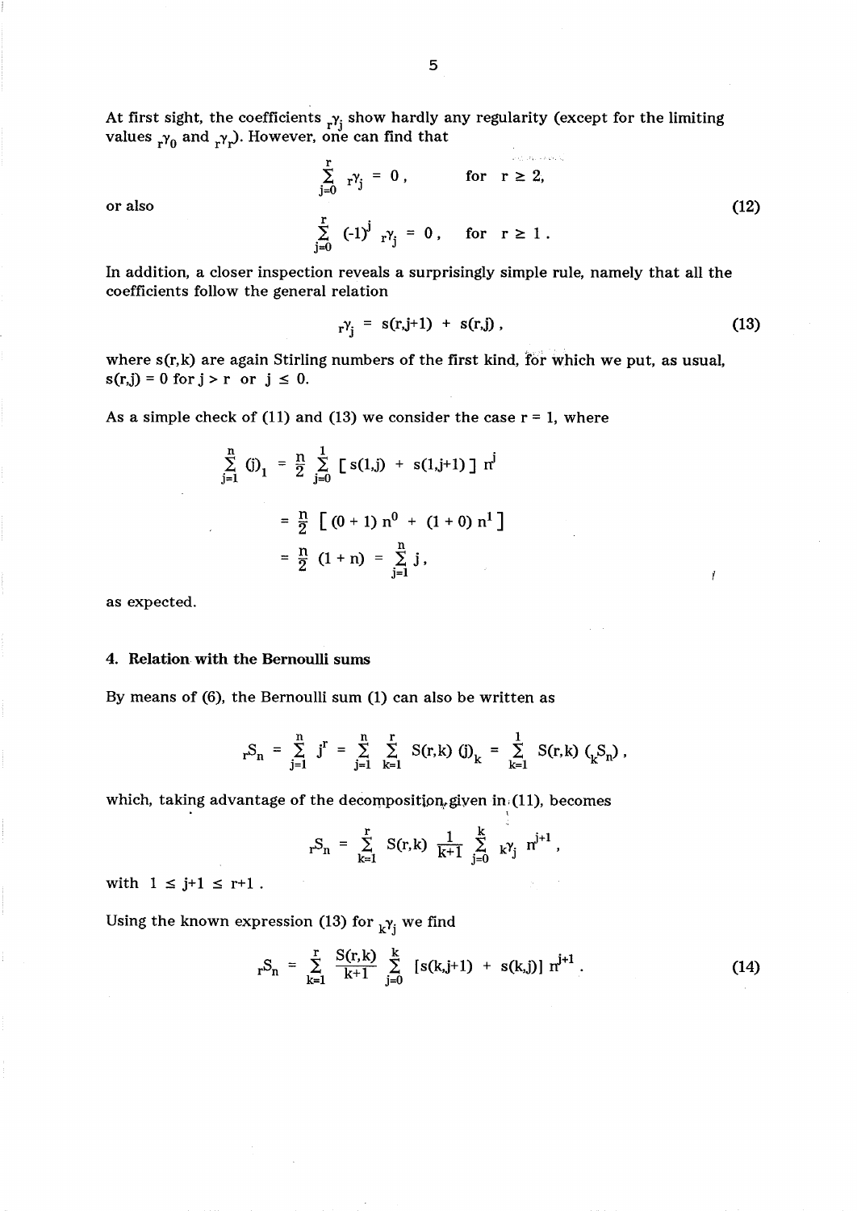At first sight, the coefficients ${}_r\gamma_j$ show hardly any regularity (except for the limiting values ${}_r\gamma_0$ and ${}_r\gamma_r$). However, one can find that

$$\sum_{j=0}^{r} {}_r\gamma_j = 0\,, \qquad \text{for} \quad r \geq 2,$$

or also (12)

$$\sum_{j=0}^{r} (-1)^j \, {}_r\gamma_j = 0\,, \qquad \text{for} \quad r \geq 1\,.$$

In addition, a closer inspection reveals a surprisingly simple rule, namely that all the coefficients follow the general relation

$$ {}_r\gamma_j = s(r,j+1) + s(r,j)\,, \tag{13}$$

where s(r,k) are again Stirling numbers of the first kind, for which we put, as usual, $s(r,j) = 0$ for $j > r$ or $j \leq 0$.

As a simple check of (11) and (13) we consider the case r = 1, where

$$\sum_{j=1}^{n} (j)_1 = \frac{n}{2} \sum_{j=0}^{1} [\, s(1,j) + s(1,j+1)\,]\; n^j$$

$$= \frac{n}{2} \left[\, (0+1)\, n^0 + (1+0)\, n^1 \,\right]$$

$$= \frac{n}{2} (1+n) = \sum_{j=1}^{n} j\,,$$

as expected.

## 4. Relation with the Bernoulli sums

By means of (6), the Bernoulli sum (1) can also be written as

$${}_rS_n = \sum_{j=1}^{n} j^r = \sum_{j=1}^{n} \sum_{k=1}^{r} S(r,k)\,(j)_k = \sum_{k=1}^{1} S(r,k)\,({}_kS_n)\,,$$

which, taking advantage of the decomposition given in (11), becomes

$${}_rS_n = \sum_{k=1}^{r} S(r,k)\, \frac{1}{k+1} \sum_{j=0}^{k} {}_k\gamma_j \; n^{j+1}\,,$$

with $1 \leq j+1 \leq r+1$ .

Using the known expression (13) for ${}_k\gamma_j$ we find

$${}_rS_n = \sum_{k=1}^{r} \frac{S(r,k)}{k+1} \sum_{j=0}^{k} [s(k,j+1) + s(k,j)]\; n^{j+1}\,. \tag{14}$$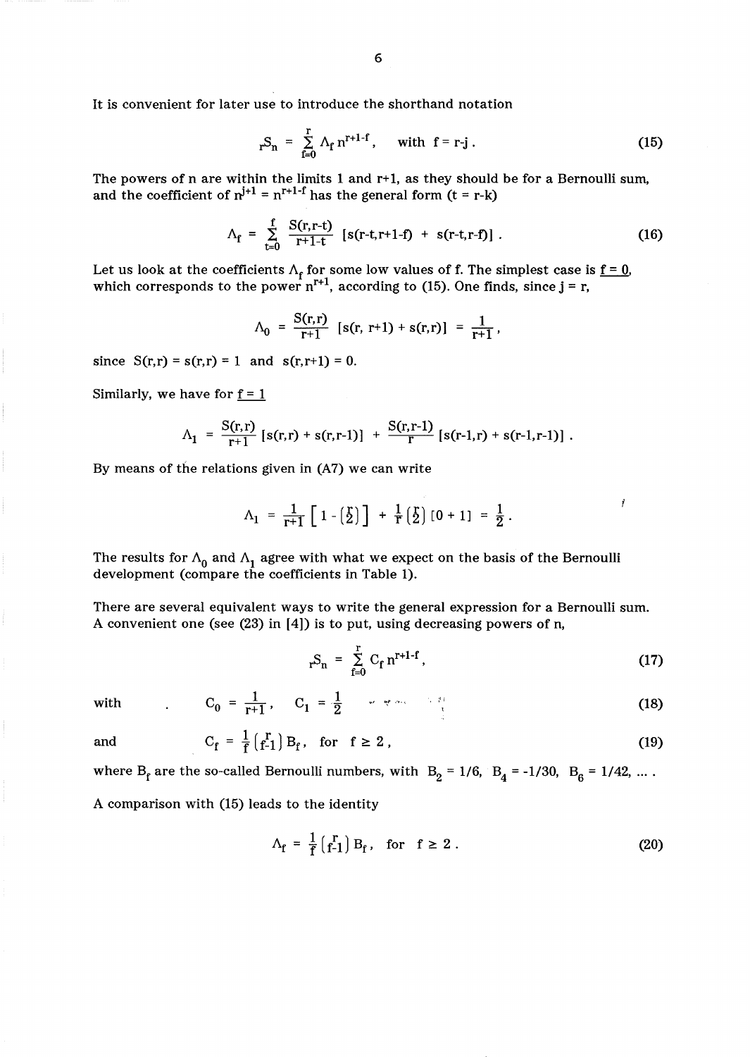It is convenient for later use to introduce the shorthand notation

$$
{}_r S_n = \sum_{f=0}^{r} \Lambda_f \, n^{r+1-f}, \qquad \text{with } f = r-j. \tag{15}
$$

The powers of n are within the limits 1 and r+1, as they should be for a Bernoulli sum, and the coefficient of $n^{j+1} = n^{r+1-f}$ has the general form ($t = r-k$)

$$
\Lambda_f = \sum_{t=0}^{f} \frac{S(r,r-t)}{r+1-t} \left[ s(r-t,r+1-f) + s(r-t,r-f) \right]. \tag{16}
$$

Let us look at the coefficients $\Lambda_f$ for some low values of f. The simplest case is <u>f = 0</u>, which corresponds to the power $n^{r+1}$, according to (15). One finds, since $j = r$,

$$
\Lambda_0 = \frac{S(r,r)}{r+1} \left[ s(r, r+1) + s(r,r) \right] = \frac{1}{r+1},
$$

since $S(r,r) = s(r,r) = 1$ and $s(r,r+1) = 0$.

Similarly, we have for <u>f = 1</u>

$$
\Lambda_1 = \frac{S(r,r)}{r+1} \left[ s(r,r) + s(r,r-1) \right] + \frac{S(r,r-1)}{r} \left[ s(r-1,r) + s(r-1,r-1) \right].
$$

By means of the relations given in (A7) we can write

$$
\Lambda_1 = \frac{1}{r+1} \left[ 1 - \binom{r}{2} \right] + \frac{1}{r} \binom{r}{2} \left[ 0 + 1 \right] = \frac{1}{2}.
$$

The results for $\Lambda_0$ and $\Lambda_1$ agree with what we expect on the basis of the Bernoulli development (compare the coefficients in Table 1).

There are several equivalent ways to write the general expression for a Bernoulli sum. A convenient one (see (23) in [4]) is to put, using decreasing powers of n,

$$
{}_r S_n = \sum_{f=0}^{r} C_f \, n^{r+1-f}, \tag{17}
$$

with

$$
C_0 = \frac{1}{r+1}, \quad C_1 = \frac{1}{2} \tag{18}
$$

and

$$
C_f = \frac{1}{f} \binom{r}{f-1} B_f, \quad \text{for } f \geq 2, \tag{19}
$$

where $B_f$ are the so-called Bernoulli numbers, with $B_2 = 1/6$, $B_4 = -1/30$, $B_6 = 1/42$, ... .

A comparison with (15) leads to the identity

$$
\Lambda_f = \frac{1}{f} \binom{r}{f-1} B_f, \quad \text{for } f \geq 2. \tag{20}
$$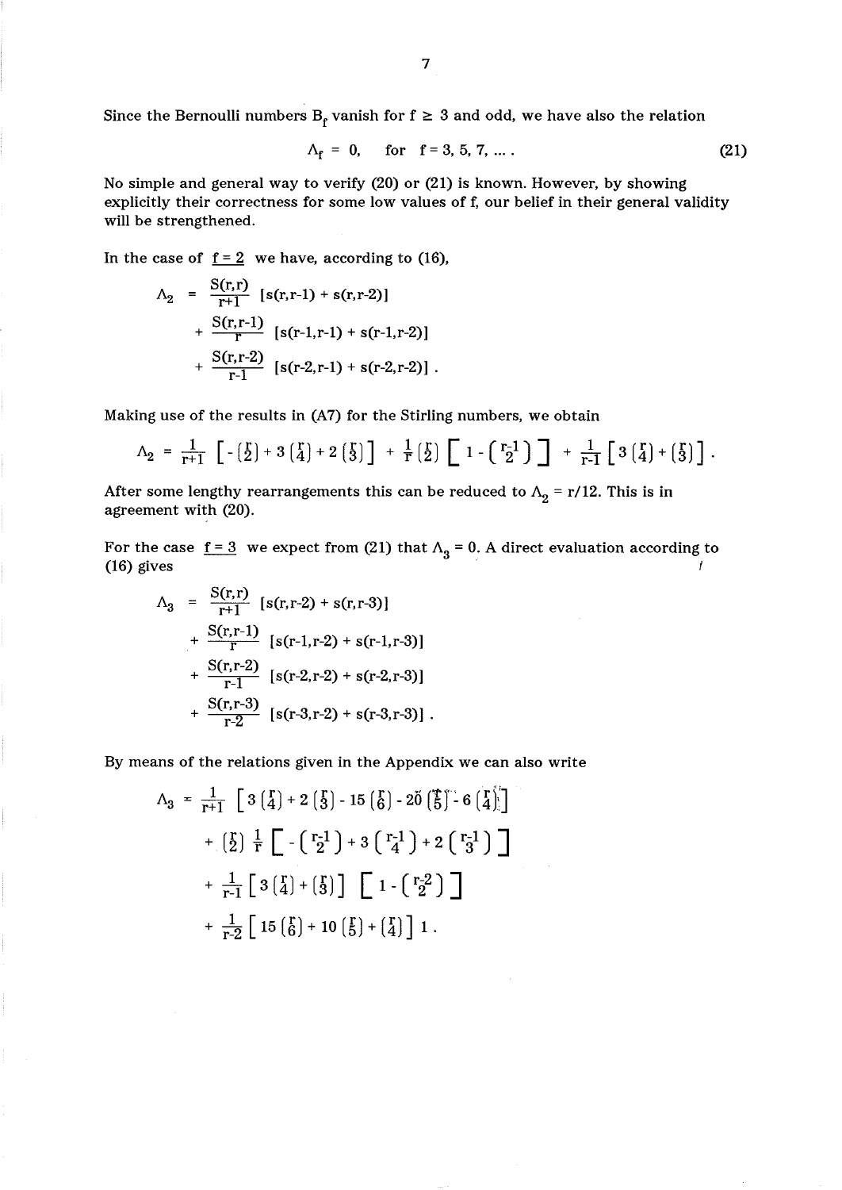Since the Bernoulli numbers $B_f$ vanish for $f \geq 3$ and odd, we have also the relation

$$\Lambda_f = 0, \quad \text{for} \quad f = 3, 5, 7, \ldots . \tag{21}$$

No simple and general way to verify (20) or (21) is known. However, by showing explicitly their correctness for some low values of f, our belief in their general validity will be strengthened.

In the case of <u>f = 2</u> we have, according to (16),

$$\begin{aligned}
\Lambda_2 &= \frac{S(r,r)}{r+1} [s(r,r\text{-}1) + s(r,r\text{-}2)] \\
&+ \frac{S(r,r\text{-}1)}{r} [s(r\text{-}1,r\text{-}1) + s(r\text{-}1,r\text{-}2)] \\
&+ \frac{S(r,r\text{-}2)}{r\text{-}1} [s(r\text{-}2,r\text{-}1) + s(r\text{-}2,r\text{-}2)] .
\end{aligned}$$

Making use of the results in (A7) for the Stirling numbers, we obtain

$$\Lambda_2 = \frac{1}{r+1}\left[ -\binom{r}{2} + 3\binom{r}{4} + 2\binom{r}{3}\right] + \frac{1}{r}\binom{r}{2}\left[1 - \binom{r-1}{2}\right] + \frac{1}{r-1}\left[3\binom{r}{4} + \binom{r}{3}\right].$$

After some lengthy rearrangements this can be reduced to $\Lambda_2 = r/12$. This is in agreement with (20).

For the case <u>f = 3</u> we expect from (21) that $\Lambda_3 = 0$. A direct evaluation according to (16) gives

$$\begin{aligned}
\Lambda_3 &= \frac{S(r,r)}{r+1} [s(r,r\text{-}2) + s(r,r\text{-}3)] \\
&+ \frac{S(r,r\text{-}1)}{r} [s(r\text{-}1,r\text{-}2) + s(r\text{-}1,r\text{-}3)] \\
&+ \frac{S(r,r\text{-}2)}{r\text{-}1} [s(r\text{-}2,r\text{-}2) + s(r\text{-}2,r\text{-}3)] \\
&+ \frac{S(r,r\text{-}3)}{r\text{-}2} [s(r\text{-}3,r\text{-}2) + s(r\text{-}3,r\text{-}3)] .
\end{aligned}$$

By means of the relations given in the Appendix we can also write

$$\begin{aligned}
\Lambda_3 &= \frac{1}{r+1}\left[3\binom{r}{4} + 2\binom{r}{3} - 15\binom{r}{6} - 20\binom{r}{5} - 6\binom{r}{4}\right] \\
&+ \binom{r}{2}\frac{1}{r}\left[-\binom{r-1}{2} + 3\binom{r-1}{4} + 2\binom{r-1}{3}\right] \\
&+ \frac{1}{r-1}\left[3\binom{r}{4} + \binom{r}{3}\right]\left[1 - \binom{r-2}{2}\right] \\
&+ \frac{1}{r-2}\left[15\binom{r}{6} + 10\binom{r}{5} + \binom{r}{4}\right] 1 .
\end{aligned}$$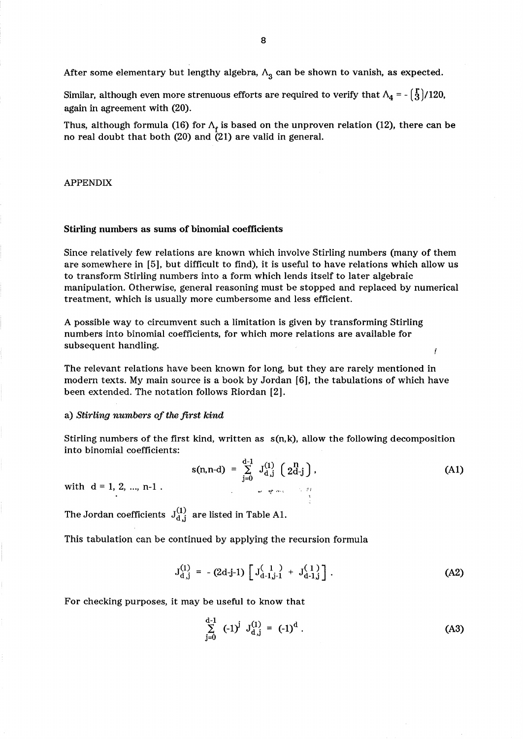After some elementary but lengthy algebra, $\Lambda_3$ can be shown to vanish, as expected.

Similar, although even more strenuous efforts are required to verify that $\Lambda_4 = -\binom{r}{3}/120$, again in agreement with (20).

Thus, although formula (16) for $\Lambda_f$ is based on the unproven relation (12), there can be no real doubt that both (20) and (21) are valid in general.

APPENDIX

### Stirling numbers as sums of binomial coefficients

Since relatively few relations are known which involve Stirling numbers (many of them are somewhere in [5], but difficult to find), it is useful to have relations which allow us to transform Stirling numbers into a form which lends itself to later algebraic manipulation. Otherwise, general reasoning must be stopped and replaced by numerical treatment, which is usually more cumbersome and less efficient.

A possible way to circumvent such a limitation is given by transforming Stirling numbers into binomial coefficients, for which more relations are available for subsequent handling.

The relevant relations have been known for long, but they are rarely mentioned in modern texts. My main source is a book by Jordan [6], the tabulations of which have been extended. The notation follows Riordan [2].

a) *Stirling numbers of the first kind*

Stirling numbers of the first kind, written as $s(n,k)$, allow the following decomposition into binomial coefficients:

$$s(n,n-d) = \sum_{j=0}^{d-1} J_{d,j}^{(1)} \binom{n}{2d-j}, \tag{A1}$$

with $d = 1, 2, \ldots, n-1$ .

The Jordan coefficients $J_{d,j}^{(1)}$ are listed in Table A1.

This tabulation can be continued by applying the recursion formula

$$J_{d,j}^{(1)} = -(2d-j-1)\left[J_{d-1,j-1}^{(1)} + J_{d-1,j}^{(1)}\right]. \tag{A2}$$

For checking purposes, it may be useful to know that

$$\sum_{j=0}^{d-1} (-1)^j \, J_{d,j}^{(1)} = (-1)^d . \tag{A3}$$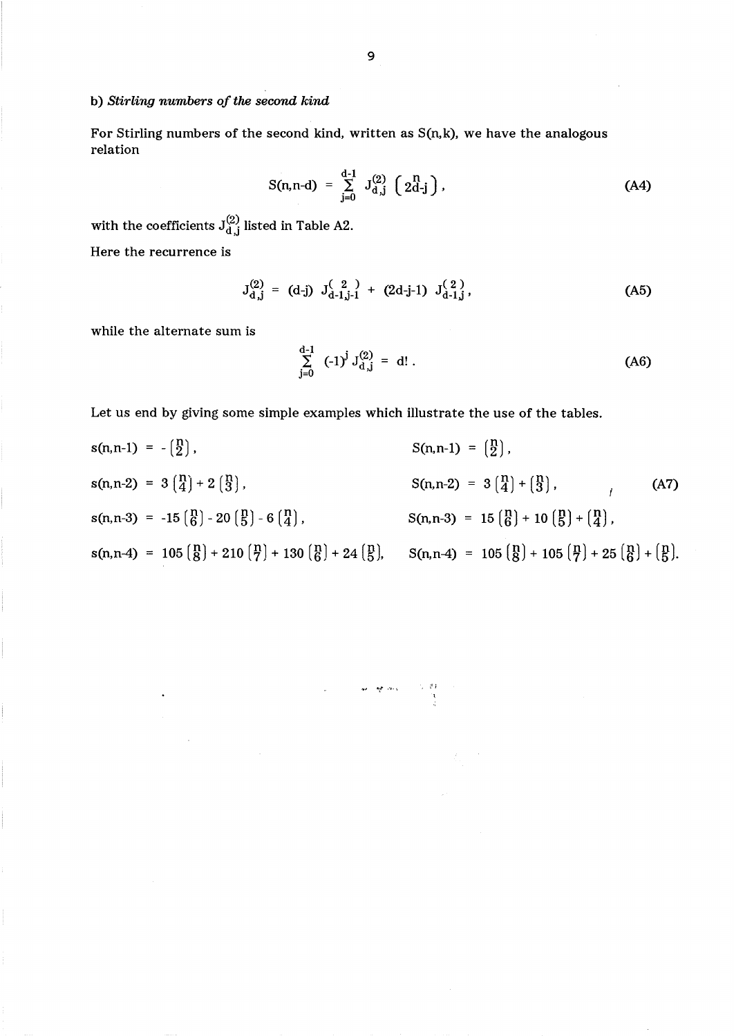b) *Stirling numbers of the second kind*

For Stirling numbers of the second kind, written as S(n,k), we have the analogous relation

$$S(n,n\text{-}d) = \sum_{j=0}^{d-1} J^{(2)}_{d,j} \binom{n}{2d\text{-}j}, \tag{A4}$$

with the coefficients $J^{(2)}_{d,j}$ listed in Table A2.

Here the recurrence is

$$J^{(2)}_{d,j} = (d\text{-}j)\, J^{(2)}_{d-1,j-1} + (2d\text{-}j\text{-}1)\, J^{(2)}_{d-1,j}, \tag{A5}$$

while the alternate sum is

$$\sum_{j=0}^{d-1} (-1)^j J^{(2)}_{d,j} = d!\,. \tag{A6}$$

Let us end by giving some simple examples which illustrate the use of the tables.

$$
\begin{aligned}
s(n,n\text{-}1) &= -\binom{n}{2}, & S(n,n\text{-}1) &= \binom{n}{2}, \\
s(n,n\text{-}2) &= 3\binom{n}{4} + 2\binom{n}{3}, & S(n,n\text{-}2) &= 3\binom{n}{4} + \binom{n}{3}, \\
s(n,n\text{-}3) &= -15\binom{n}{6} - 20\binom{n}{5} - 6\binom{n}{4}, & S(n,n\text{-}3) &= 15\binom{n}{6} + 10\binom{n}{5} + \binom{n}{4}, \\
s(n,n\text{-}4) &= 105\binom{n}{8} + 210\binom{n}{7} + 130\binom{n}{6} + 24\binom{n}{5}, & S(n,n\text{-}4) &= 105\binom{n}{8} + 105\binom{n}{7} + 25\binom{n}{6} + \binom{n}{5}.
\end{aligned}
\tag{A7}
$$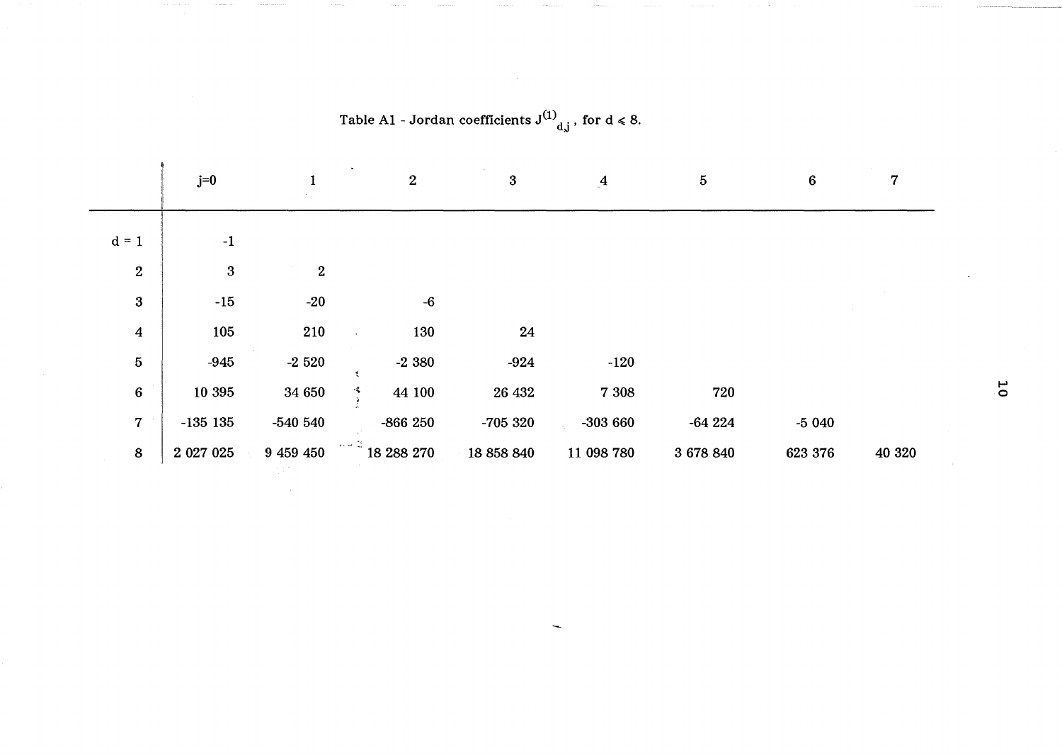Table A1 - Jordan coefficients $J^{(1)}_{d,j}$, for $d \leqslant 8$.

| | j=0 | 1 | 2 | 3 | 4 | 5 | 6 | 7 |
|---|---|---|---|---|---|---|---|---|
| d = 1 | -1 | | | | | | | |
| 2 | 3 | 2 | | | | | | |
| 3 | -15 | -20 | -6 | | | | | |
| 4 | 105 | 210 | 130 | 24 | | | | |
| 5 | -945 | -2 520 | -2 380 | -924 | -120 | | | |
| 6 | 10 395 | 34 650 | 44 100 | 26 432 | 7 308 | 720 | | |
| 7 | -135 135 | -540 540 | -866 250 | -705 320 | -303 660 | -64 224 | -5 040 | |
| 8 | 2 027 025 | 9 459 450 | 18 288 270 | 18 858 840 | 11 098 780 | 3 678 840 | 623 376 | 40 320 |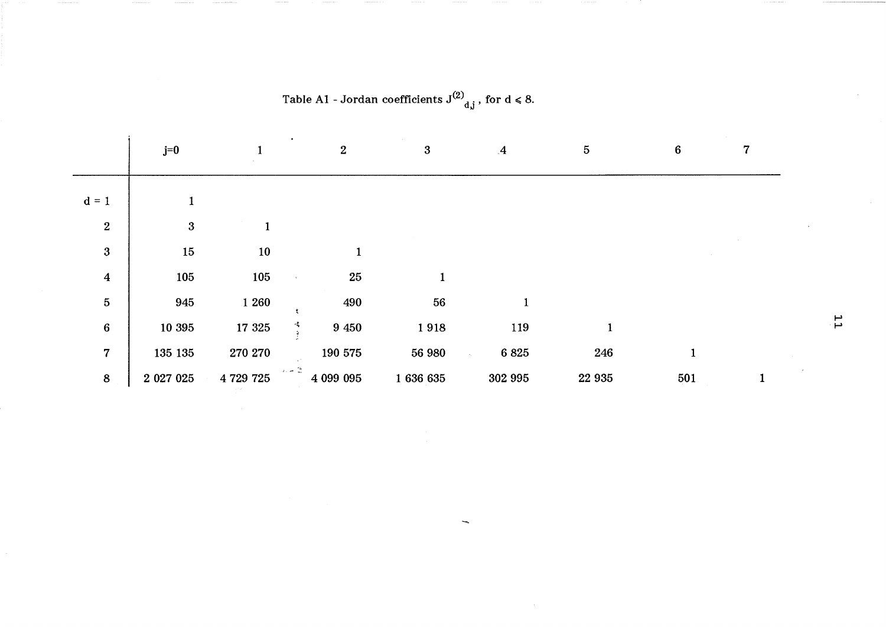Table A1 - Jordan coefficients $J^{(2)}_{d,j}$, for $d \leqslant 8$.

| | j=0 | 1 | 2 | 3 | 4 | 5 | 6 | 7 |
|---|---|---|---|---|---|---|---|---|
| d = 1 | 1 | | | | | | | |
| 2 | 3 | 1 | | | | | | |
| 3 | 15 | 10 | 1 | | | | | |
| 4 | 105 | 105 | 25 | 1 | | | | |
| 5 | 945 | 1 260 | 490 | 56 | 1 | | | |
| 6 | 10 395 | 17 325 | 9 450 | 1 918 | 119 | 1 | | |
| 7 | 135 135 | 270 270 | 190 575 | 56 980 | 6 825 | 246 | 1 | |
| 8 | 2 027 025 | 4 729 725 | 4 099 095 | 1 636 635 | 302 995 | 22 935 | 501 | 1 |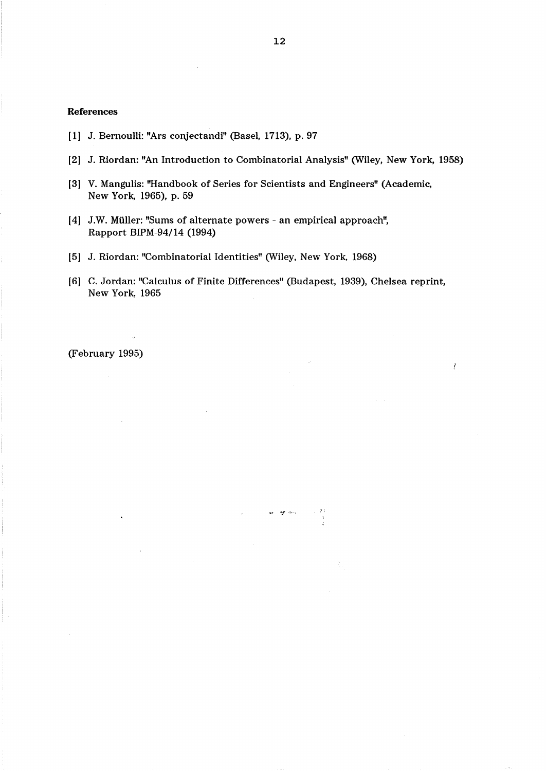**References**

[1] J. Bernoulli: "Ars conjectandi" (Basel, 1713), p. 97

[2] J. Riordan: "An Introduction to Combinatorial Analysis" (Wiley, New York, 1958)

[3] V. Mangulis: "Handbook of Series for Scientists and Engineers" (Academic, New York, 1965), p. 59

[4] J.W. Müller: "Sums of alternate powers - an empirical approach", Rapport BIPM-94/14 (1994)

[5] J. Riordan: "Combinatorial Identities" (Wiley, New York, 1968)

[6] C. Jordan: "Calculus of Finite Differences" (Budapest, 1939), Chelsea reprint, New York, 1965

(February 1995)